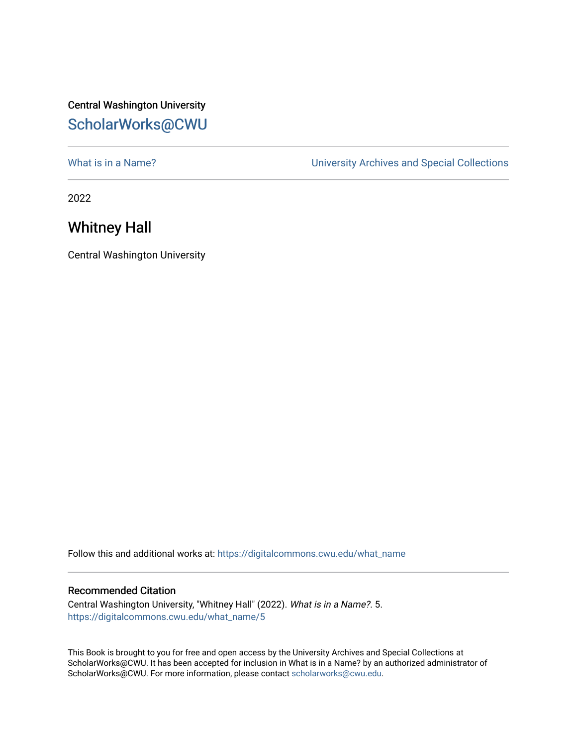Central Washington University

ScholarWorks@CWU

What is in a Name?

University Archives and Special Collections

2022

# Whitney Hall

Central Washington University

Follow this and additional works at: https://digitalcommons.cwu.edu/what_name

## Recommended Citation

Central Washington University, "Whitney Hall" (2022). *What is in a Name?*. 5.
https://digitalcommons.cwu.edu/what_name/5

This Book is brought to you for free and open access by the University Archives and Special Collections at ScholarWorks@CWU. It has been accepted for inclusion in What is in a Name? by an authorized administrator of ScholarWorks@CWU. For more information, please contact scholarworks@cwu.edu.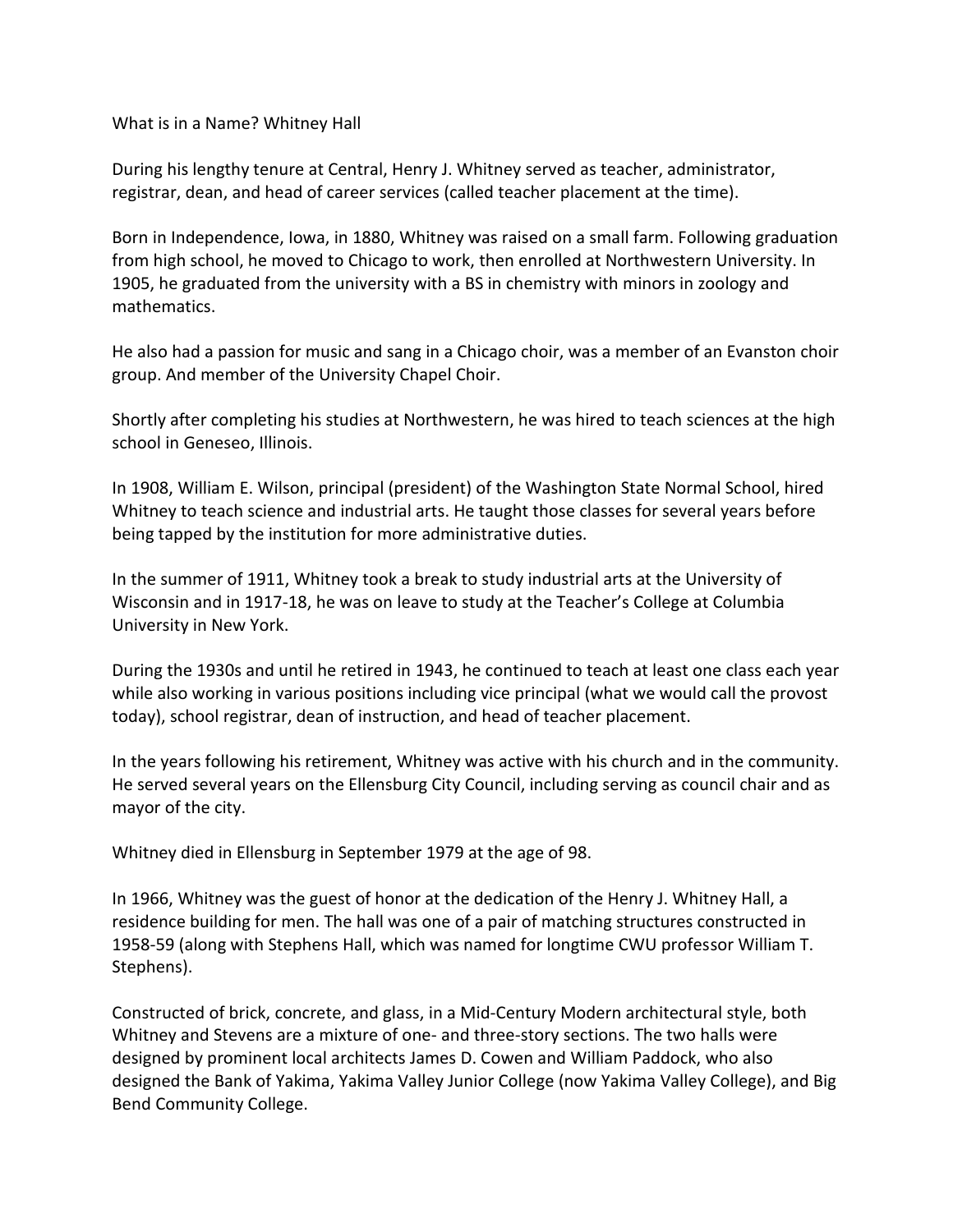What is in a Name? Whitney Hall

During his lengthy tenure at Central, Henry J. Whitney served as teacher, administrator, registrar, dean, and head of career services (called teacher placement at the time).

Born in Independence, Iowa, in 1880, Whitney was raised on a small farm. Following graduation from high school, he moved to Chicago to work, then enrolled at Northwestern University. In 1905, he graduated from the university with a BS in chemistry with minors in zoology and mathematics.

He also had a passion for music and sang in a Chicago choir, was a member of an Evanston choir group. And member of the University Chapel Choir.

Shortly after completing his studies at Northwestern, he was hired to teach sciences at the high school in Geneseo, Illinois.

In 1908, William E. Wilson, principal (president) of the Washington State Normal School, hired Whitney to teach science and industrial arts. He taught those classes for several years before being tapped by the institution for more administrative duties.

In the summer of 1911, Whitney took a break to study industrial arts at the University of Wisconsin and in 1917-18, he was on leave to study at the Teacher's College at Columbia University in New York.

During the 1930s and until he retired in 1943, he continued to teach at least one class each year while also working in various positions including vice principal (what we would call the provost today), school registrar, dean of instruction, and head of teacher placement.

In the years following his retirement, Whitney was active with his church and in the community. He served several years on the Ellensburg City Council, including serving as council chair and as mayor of the city.

Whitney died in Ellensburg in September 1979 at the age of 98.

In 1966, Whitney was the guest of honor at the dedication of the Henry J. Whitney Hall, a residence building for men. The hall was one of a pair of matching structures constructed in 1958-59 (along with Stephens Hall, which was named for longtime CWU professor William T. Stephens).

Constructed of brick, concrete, and glass, in a Mid-Century Modern architectural style, both Whitney and Stevens are a mixture of one- and three-story sections. The two halls were designed by prominent local architects James D. Cowen and William Paddock, who also designed the Bank of Yakima, Yakima Valley Junior College (now Yakima Valley College), and Big Bend Community College.